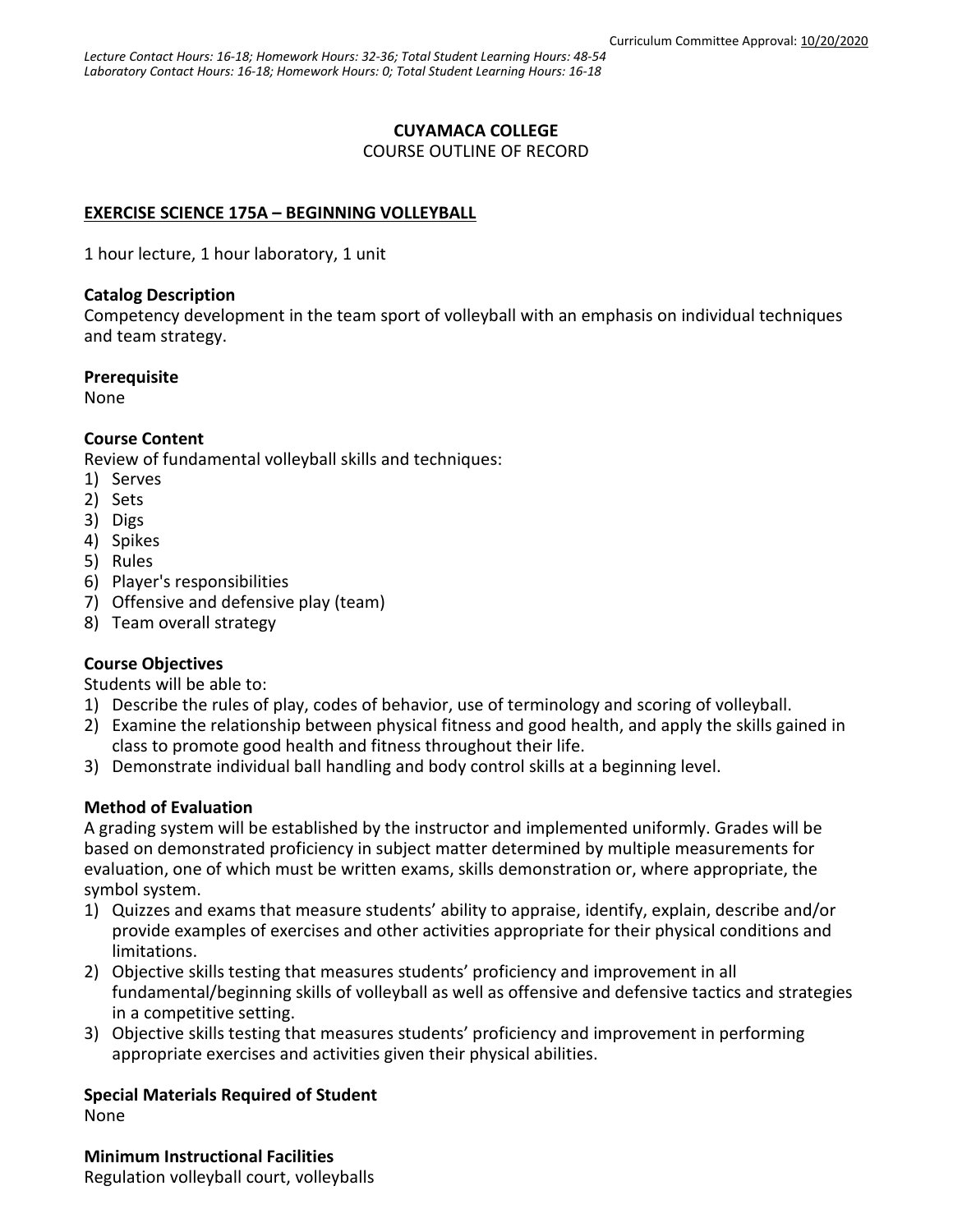Curriculum Committee Approval: 10/20/2020

*Lecture Contact Hours: 16-18; Homework Hours: 32-36; Total Student Learning Hours: 48-54*
*Laboratory Contact Hours: 16-18; Homework Hours: 0; Total Student Learning Hours: 16-18*

# CUYAMACA COLLEGE
COURSE OUTLINE OF RECORD

## EXERCISE SCIENCE 175A – BEGINNING VOLLEYBALL

1 hour lecture, 1 hour laboratory, 1 unit

### Catalog Description
Competency development in the team sport of volleyball with an emphasis on individual techniques and team strategy.

### Prerequisite
None

### Course Content
Review of fundamental volleyball skills and techniques:
1) Serves
2) Sets
3) Digs
4) Spikes
5) Rules
6) Player's responsibilities
7) Offensive and defensive play (team)
8) Team overall strategy

### Course Objectives
Students will be able to:
1) Describe the rules of play, codes of behavior, use of terminology and scoring of volleyball.
2) Examine the relationship between physical fitness and good health, and apply the skills gained in class to promote good health and fitness throughout their life.
3) Demonstrate individual ball handling and body control skills at a beginning level.

### Method of Evaluation
A grading system will be established by the instructor and implemented uniformly. Grades will be based on demonstrated proficiency in subject matter determined by multiple measurements for evaluation, one of which must be written exams, skills demonstration or, where appropriate, the symbol system.
1) Quizzes and exams that measure students' ability to appraise, identify, explain, describe and/or provide examples of exercises and other activities appropriate for their physical conditions and limitations.
2) Objective skills testing that measures students' proficiency and improvement in all fundamental/beginning skills of volleyball as well as offensive and defensive tactics and strategies in a competitive setting.
3) Objective skills testing that measures students' proficiency and improvement in performing appropriate exercises and activities given their physical abilities.

### Special Materials Required of Student
None

### Minimum Instructional Facilities
Regulation volleyball court, volleyballs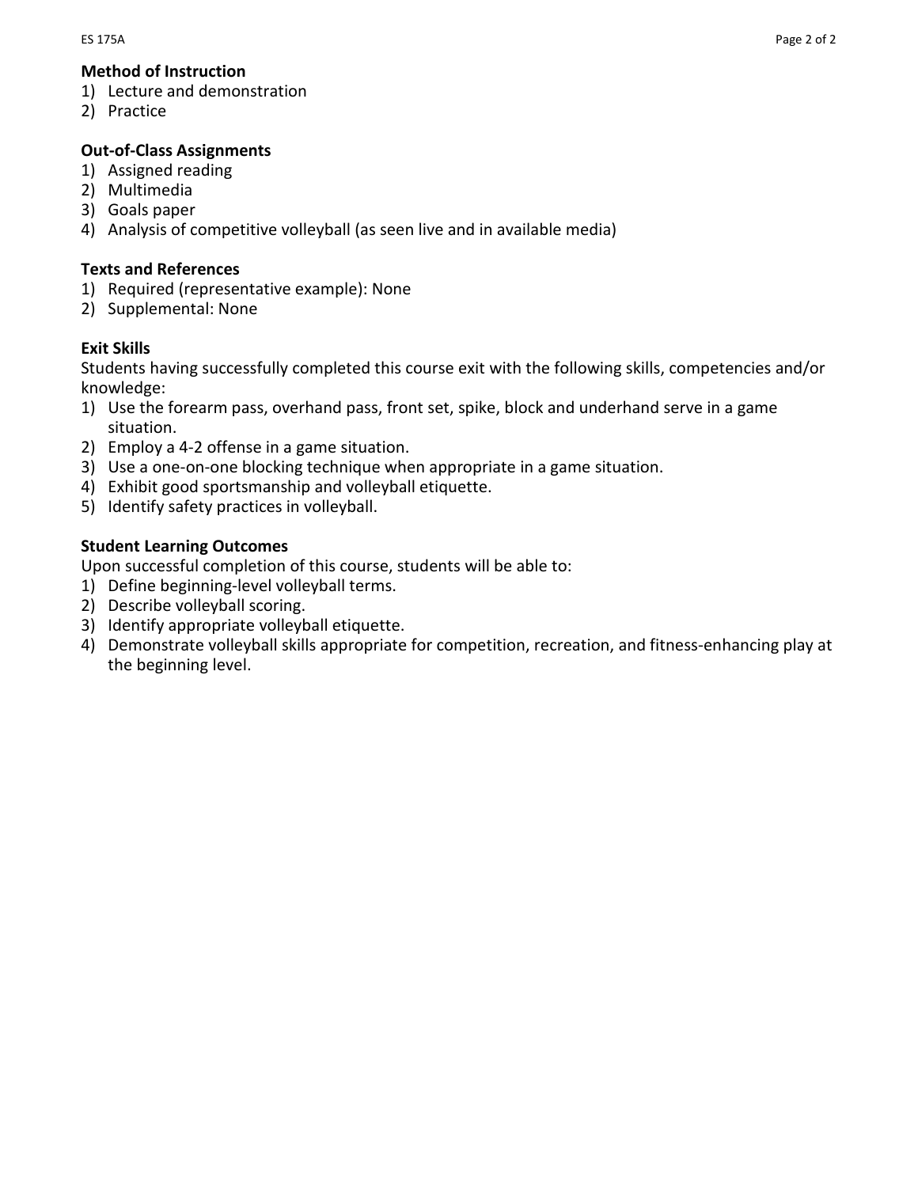**Method of Instruction**

1) Lecture and demonstration
2) Practice

**Out-of-Class Assignments**

1) Assigned reading
2) Multimedia
3) Goals paper
4) Analysis of competitive volleyball (as seen live and in available media)

**Texts and References**

1) Required (representative example): None
2) Supplemental: None

**Exit Skills**

Students having successfully completed this course exit with the following skills, competencies and/or knowledge:

1) Use the forearm pass, overhand pass, front set, spike, block and underhand serve in a game situation.
2) Employ a 4-2 offense in a game situation.
3) Use a one-on-one blocking technique when appropriate in a game situation.
4) Exhibit good sportsmanship and volleyball etiquette.
5) Identify safety practices in volleyball.

**Student Learning Outcomes**

Upon successful completion of this course, students will be able to:

1) Define beginning-level volleyball terms.
2) Describe volleyball scoring.
3) Identify appropriate volleyball etiquette.
4) Demonstrate volleyball skills appropriate for competition, recreation, and fitness-enhancing play at the beginning level.